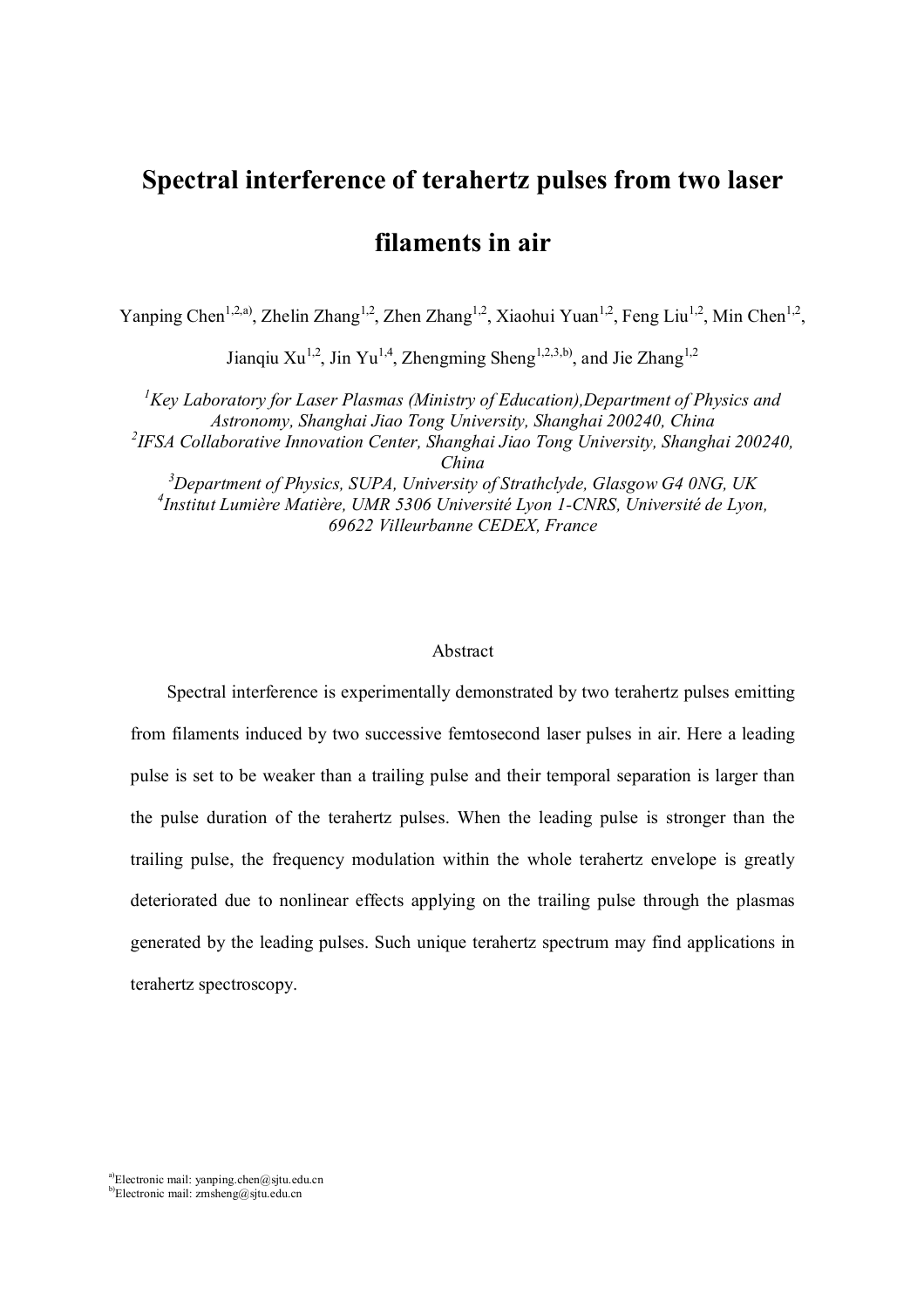# Spectral interference of terahertz pulses from two laser filaments in air

Yanping Chen[1,2,a)], Zhelin Zhang[1,2], Zhen Zhang[1,2], Xiaohui Yuan[1,2], Feng Liu[1,2], Min Chen[1,2], Jianqiu Xu[1,2], Jin Yu[1,4], Zhengming Sheng[1,2,3,b)], and Jie Zhang[1,2]

[1]*Key Laboratory for Laser Plasmas (Ministry of Education),Department of Physics and Astronomy, Shanghai Jiao Tong University, Shanghai 200240, China*
[2]*IFSA Collaborative Innovation Center, Shanghai Jiao Tong University, Shanghai 200240, China*
[3]*Department of Physics, SUPA, University of Strathclyde, Glasgow G4 0NG, UK*
[4]*Institut Lumière Matière, UMR 5306 Université Lyon 1-CNRS, Université de Lyon, 69622 Villeurbanne CEDEX, France*

## Abstract

Spectral interference is experimentally demonstrated by two terahertz pulses emitting from filaments induced by two successive femtosecond laser pulses in air. Here a leading pulse is set to be weaker than a trailing pulse and their temporal separation is larger than the pulse duration of the terahertz pulses. When the leading pulse is stronger than the trailing pulse, the frequency modulation within the whole terahertz envelope is greatly deteriorated due to nonlinear effects applying on the trailing pulse through the plasmas generated by the leading pulses. Such unique terahertz spectrum may find applications in terahertz spectroscopy.

[a)]Electronic mail: yanping.chen@sjtu.edu.cn
[b)]Electronic mail: zmsheng@sjtu.edu.cn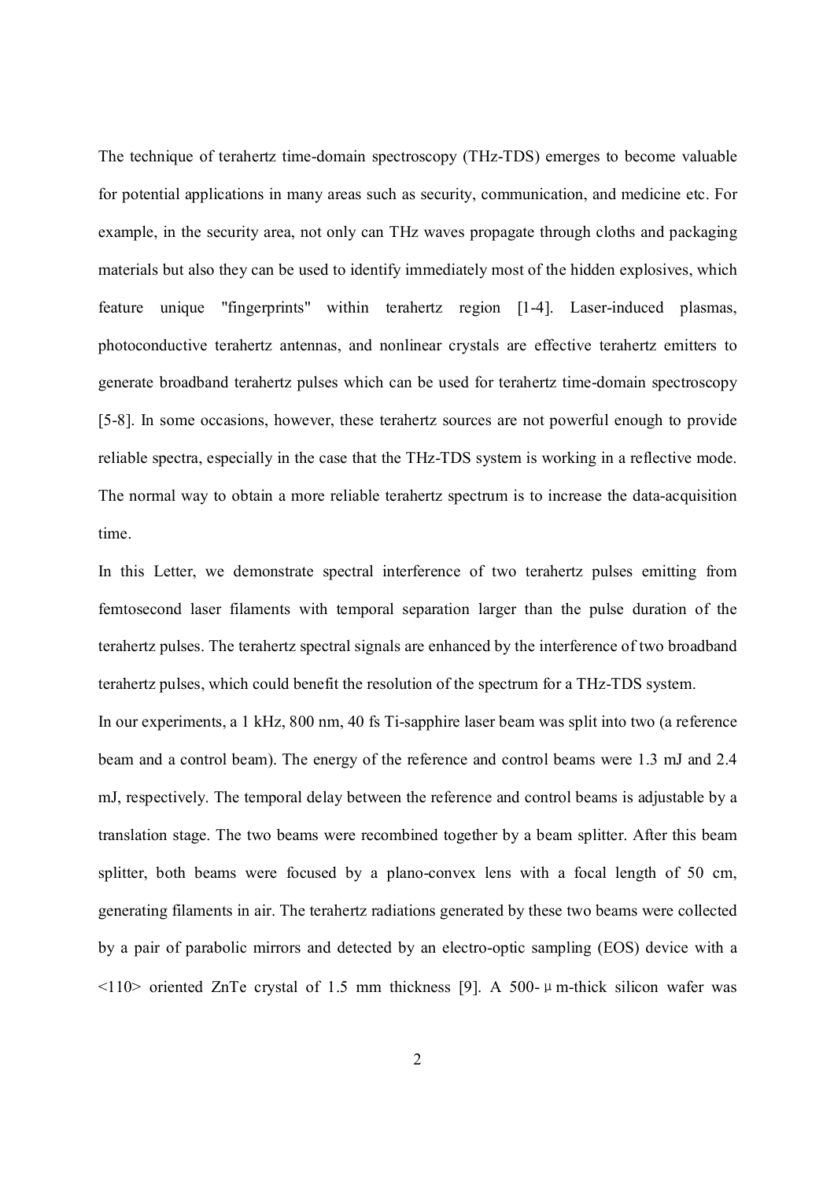The technique of terahertz time-domain spectroscopy (THz-TDS) emerges to become valuable for potential applications in many areas such as security, communication, and medicine etc. For example, in the security area, not only can THz waves propagate through cloths and packaging materials but also they can be used to identify immediately most of the hidden explosives, which feature unique "fingerprints" within terahertz region [1-4]. Laser-induced plasmas, photoconductive terahertz antennas, and nonlinear crystals are effective terahertz emitters to generate broadband terahertz pulses which can be used for terahertz time-domain spectroscopy [5-8]. In some occasions, however, these terahertz sources are not powerful enough to provide reliable spectra, especially in the case that the THz-TDS system is working in a reflective mode. The normal way to obtain a more reliable terahertz spectrum is to increase the data-acquisition time.

In this Letter, we demonstrate spectral interference of two terahertz pulses emitting from femtosecond laser filaments with temporal separation larger than the pulse duration of the terahertz pulses. The terahertz spectral signals are enhanced by the interference of two broadband terahertz pulses, which could benefit the resolution of the spectrum for a THz-TDS system.

In our experiments, a 1 kHz, 800 nm, 40 fs Ti-sapphire laser beam was split into two (a reference beam and a control beam). The energy of the reference and control beams were 1.3 mJ and 2.4 mJ, respectively. The temporal delay between the reference and control beams is adjustable by a translation stage. The two beams were recombined together by a beam splitter. After this beam splitter, both beams were focused by a plano-convex lens with a focal length of 50 cm, generating filaments in air. The terahertz radiations generated by these two beams were collected by a pair of parabolic mirrors and detected by an electro-optic sampling (EOS) device with a <110> oriented ZnTe crystal of 1.5 mm thickness [9]. A 500-μm-thick silicon wafer was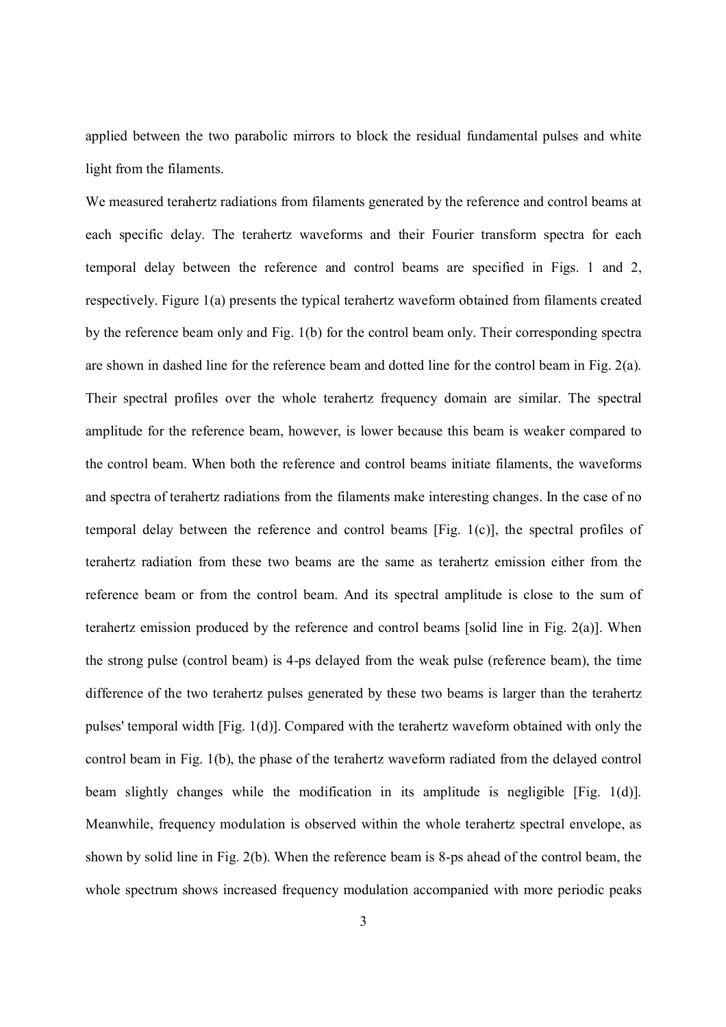applied between the two parabolic mirrors to block the residual fundamental pulses and white light from the filaments.

We measured terahertz radiations from filaments generated by the reference and control beams at each specific delay. The terahertz waveforms and their Fourier transform spectra for each temporal delay between the reference and control beams are specified in Figs. 1 and 2, respectively. Figure 1(a) presents the typical terahertz waveform obtained from filaments created by the reference beam only and Fig. 1(b) for the control beam only. Their corresponding spectra are shown in dashed line for the reference beam and dotted line for the control beam in Fig. 2(a). Their spectral profiles over the whole terahertz frequency domain are similar. The spectral amplitude for the reference beam, however, is lower because this beam is weaker compared to the control beam. When both the reference and control beams initiate filaments, the waveforms and spectra of terahertz radiations from the filaments make interesting changes. In the case of no temporal delay between the reference and control beams [Fig. 1(c)], the spectral profiles of terahertz radiation from these two beams are the same as terahertz emission either from the reference beam or from the control beam. And its spectral amplitude is close to the sum of terahertz emission produced by the reference and control beams [solid line in Fig. 2(a)]. When the strong pulse (control beam) is 4-ps delayed from the weak pulse (reference beam), the time difference of the two terahertz pulses generated by these two beams is larger than the terahertz pulses' temporal width [Fig. 1(d)]. Compared with the terahertz waveform obtained with only the control beam in Fig. 1(b), the phase of the terahertz waveform radiated from the delayed control beam slightly changes while the modification in its amplitude is negligible [Fig. 1(d)]. Meanwhile, frequency modulation is observed within the whole terahertz spectral envelope, as shown by solid line in Fig. 2(b). When the reference beam is 8-ps ahead of the control beam, the whole spectrum shows increased frequency modulation accompanied with more periodic peaks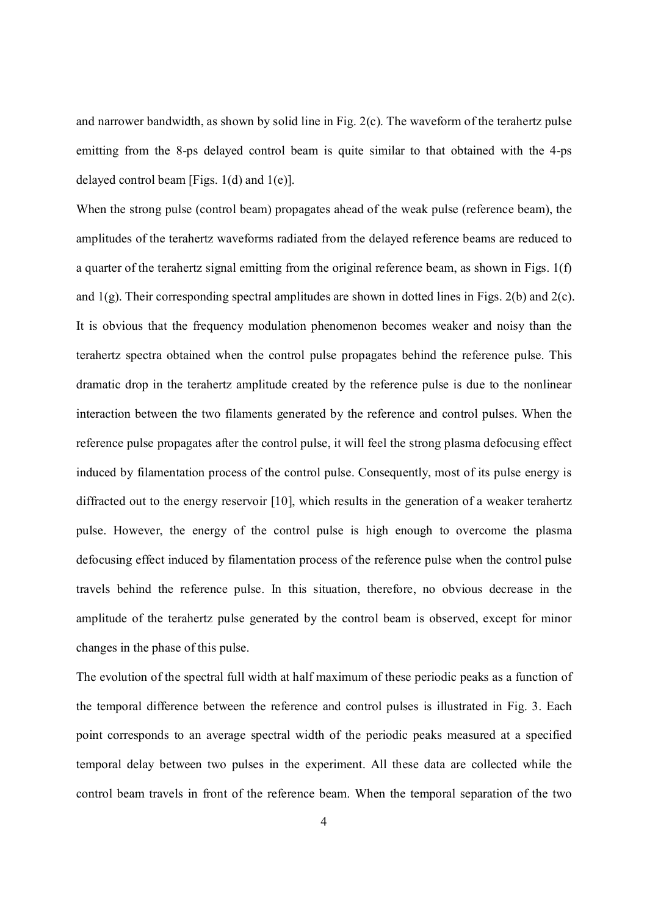and narrower bandwidth, as shown by solid line in Fig. 2(c). The waveform of the terahertz pulse emitting from the 8-ps delayed control beam is quite similar to that obtained with the 4-ps delayed control beam [Figs. 1(d) and 1(e)].

When the strong pulse (control beam) propagates ahead of the weak pulse (reference beam), the amplitudes of the terahertz waveforms radiated from the delayed reference beams are reduced to a quarter of the terahertz signal emitting from the original reference beam, as shown in Figs. 1(f) and 1(g). Their corresponding spectral amplitudes are shown in dotted lines in Figs. 2(b) and 2(c). It is obvious that the frequency modulation phenomenon becomes weaker and noisy than the terahertz spectra obtained when the control pulse propagates behind the reference pulse. This dramatic drop in the terahertz amplitude created by the reference pulse is due to the nonlinear interaction between the two filaments generated by the reference and control pulses. When the reference pulse propagates after the control pulse, it will feel the strong plasma defocusing effect induced by filamentation process of the control pulse. Consequently, most of its pulse energy is diffracted out to the energy reservoir [10], which results in the generation of a weaker terahertz pulse. However, the energy of the control pulse is high enough to overcome the plasma defocusing effect induced by filamentation process of the reference pulse when the control pulse travels behind the reference pulse. In this situation, therefore, no obvious decrease in the amplitude of the terahertz pulse generated by the control beam is observed, except for minor changes in the phase of this pulse.

The evolution of the spectral full width at half maximum of these periodic peaks as a function of the temporal difference between the reference and control pulses is illustrated in Fig. 3. Each point corresponds to an average spectral width of the periodic peaks measured at a specified temporal delay between two pulses in the experiment. All these data are collected while the control beam travels in front of the reference beam. When the temporal separation of the two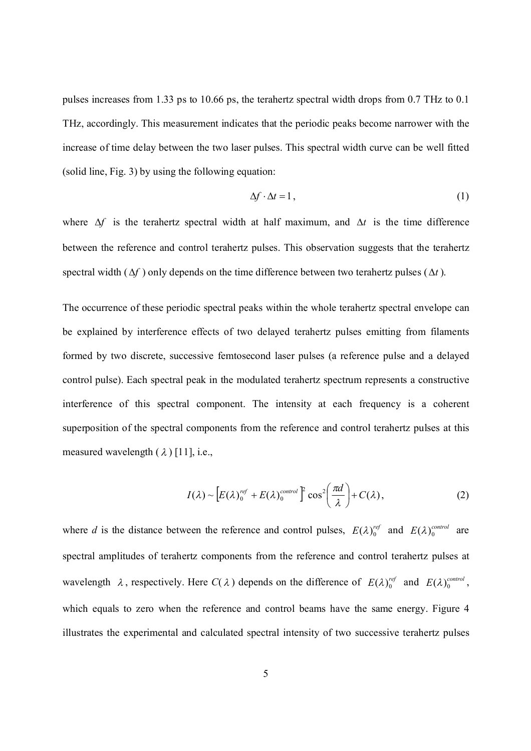pulses increases from 1.33 ps to 10.66 ps, the terahertz spectral width drops from 0.7 THz to 0.1 THz, accordingly. This measurement indicates that the periodic peaks become narrower with the increase of time delay between the two laser pulses. This spectral width curve can be well fitted (solid line, Fig. 3) by using the following equation:

$$\Delta f \cdot \Delta t = 1, \tag{1}$$

where $\Delta f$ is the terahertz spectral width at half maximum, and $\Delta t$ is the time difference between the reference and control terahertz pulses. This observation suggests that the terahertz spectral width ($\Delta f$) only depends on the time difference between two terahertz pulses ($\Delta t$).

The occurrence of these periodic spectral peaks within the whole terahertz spectral envelope can be explained by interference effects of two delayed terahertz pulses emitting from filaments formed by two discrete, successive femtosecond laser pulses (a reference pulse and a delayed control pulse). Each spectral peak in the modulated terahertz spectrum represents a constructive interference of this spectral component. The intensity at each frequency is a coherent superposition of the spectral components from the reference and control terahertz pulses at this measured wavelength ($\lambda$) [11], i.e.,

$$I(\lambda) \sim \left[E(\lambda)_0^{ref} + E(\lambda)_0^{control}\right]^2 \cos^2\left(\frac{\pi d}{\lambda}\right) + C(\lambda), \tag{2}$$

where $d$ is the distance between the reference and control pulses, $E(\lambda)_0^{ref}$ and $E(\lambda)_0^{control}$ are spectral amplitudes of terahertz components from the reference and control terahertz pulses at wavelength $\lambda$, respectively. Here $C(\lambda)$ depends on the difference of $E(\lambda)_0^{ref}$ and $E(\lambda)_0^{control}$, which equals to zero when the reference and control beams have the same energy. Figure 4 illustrates the experimental and calculated spectral intensity of two successive terahertz pulses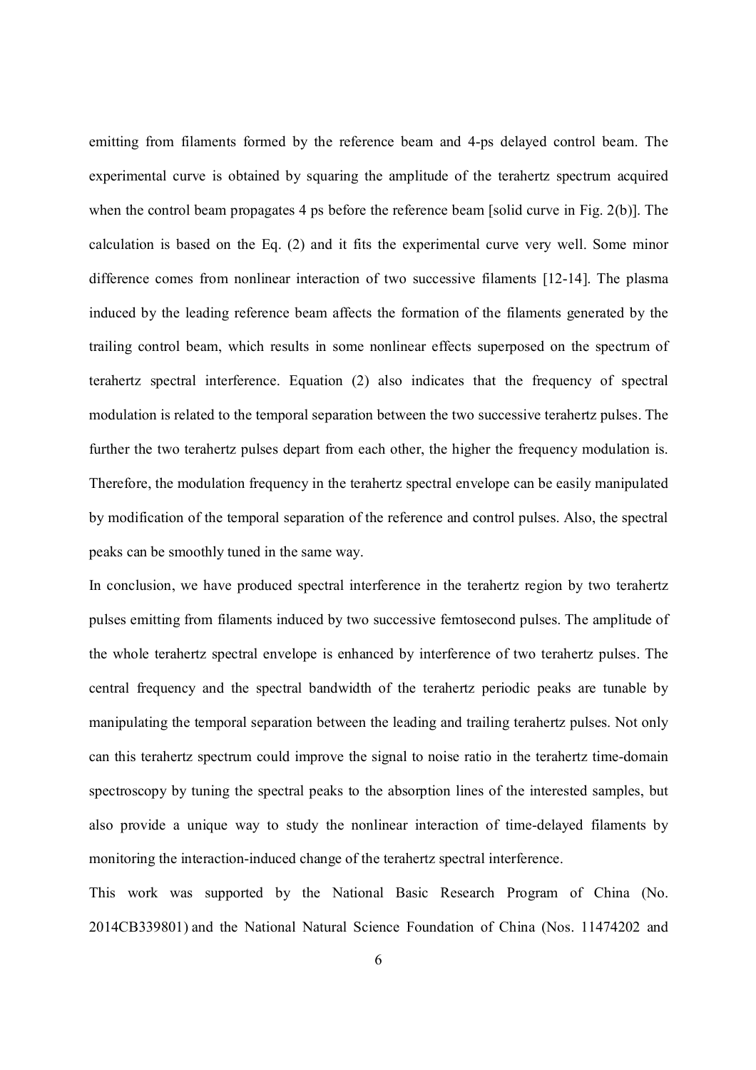emitting from filaments formed by the reference beam and 4-ps delayed control beam. The experimental curve is obtained by squaring the amplitude of the terahertz spectrum acquired when the control beam propagates 4 ps before the reference beam [solid curve in Fig. 2(b)]. The calculation is based on the Eq. (2) and it fits the experimental curve very well. Some minor difference comes from nonlinear interaction of two successive filaments [12-14]. The plasma induced by the leading reference beam affects the formation of the filaments generated by the trailing control beam, which results in some nonlinear effects superposed on the spectrum of terahertz spectral interference. Equation (2) also indicates that the frequency of spectral modulation is related to the temporal separation between the two successive terahertz pulses. The further the two terahertz pulses depart from each other, the higher the frequency modulation is. Therefore, the modulation frequency in the terahertz spectral envelope can be easily manipulated by modification of the temporal separation of the reference and control pulses. Also, the spectral peaks can be smoothly tuned in the same way.

In conclusion, we have produced spectral interference in the terahertz region by two terahertz pulses emitting from filaments induced by two successive femtosecond pulses. The amplitude of the whole terahertz spectral envelope is enhanced by interference of two terahertz pulses. The central frequency and the spectral bandwidth of the terahertz periodic peaks are tunable by manipulating the temporal separation between the leading and trailing terahertz pulses. Not only can this terahertz spectrum could improve the signal to noise ratio in the terahertz time-domain spectroscopy by tuning the spectral peaks to the absorption lines of the interested samples, but also provide a unique way to study the nonlinear interaction of time-delayed filaments by monitoring the interaction-induced change of the terahertz spectral interference.

This work was supported by the National Basic Research Program of China (No. 2014CB339801) and the National Natural Science Foundation of China (Nos. 11474202 and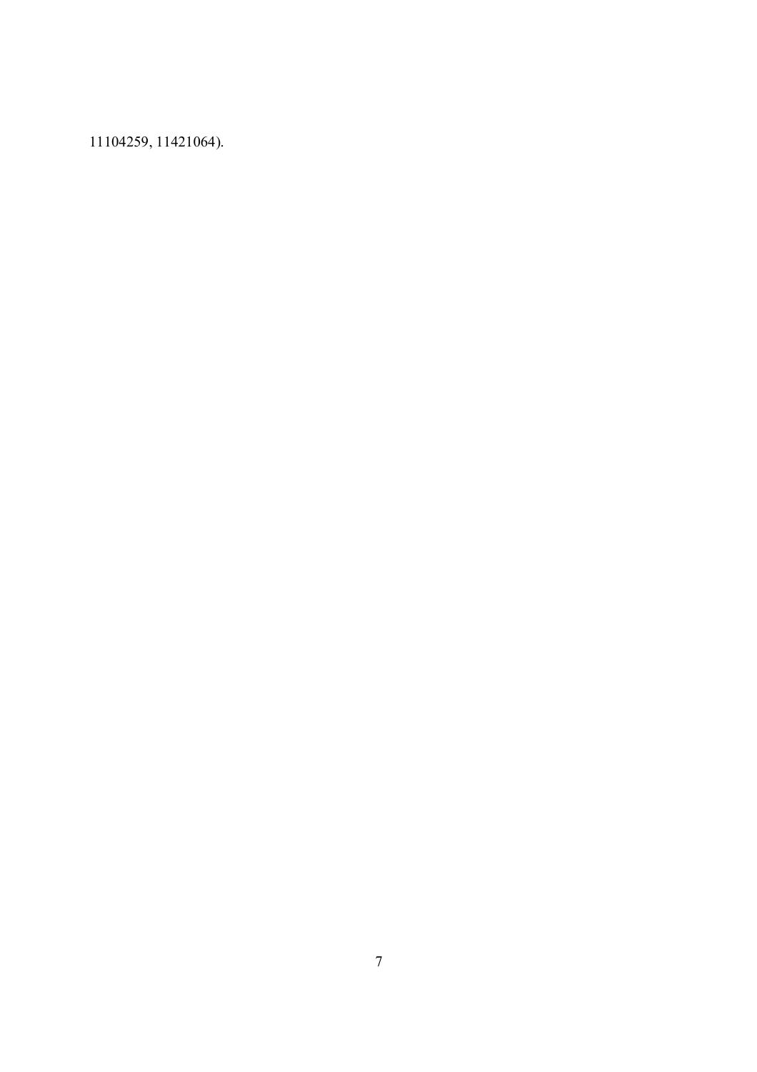11104259, 11421064).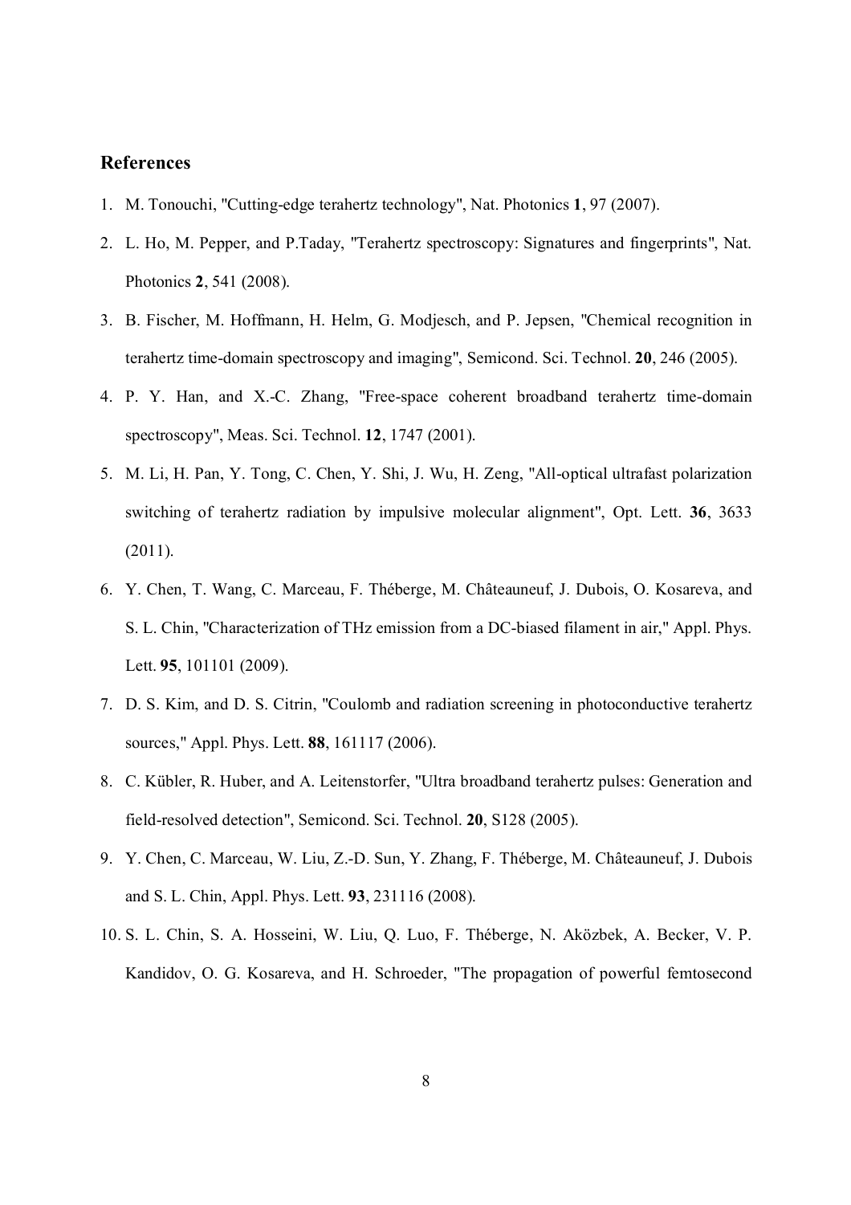## References

1. M. Tonouchi, "Cutting-edge terahertz technology", Nat. Photonics **1**, 97 (2007).
2. L. Ho, M. Pepper, and P.Taday, "Terahertz spectroscopy: Signatures and fingerprints", Nat. Photonics **2**, 541 (2008).
3. B. Fischer, M. Hoffmann, H. Helm, G. Modjesch, and P. Jepsen, "Chemical recognition in terahertz time-domain spectroscopy and imaging", Semicond. Sci. Technol. **20**, 246 (2005).
4. P. Y. Han, and X.-C. Zhang, "Free-space coherent broadband terahertz time-domain spectroscopy", Meas. Sci. Technol. **12**, 1747 (2001).
5. M. Li, H. Pan, Y. Tong, C. Chen, Y. Shi, J. Wu, H. Zeng, "All-optical ultrafast polarization switching of terahertz radiation by impulsive molecular alignment", Opt. Lett. **36**, 3633 (2011).
6. Y. Chen, T. Wang, C. Marceau, F. Théberge, M. Châteauneuf, J. Dubois, O. Kosareva, and S. L. Chin, "Characterization of THz emission from a DC-biased filament in air," Appl. Phys. Lett. **95**, 101101 (2009).
7. D. S. Kim, and D. S. Citrin, "Coulomb and radiation screening in photoconductive terahertz sources," Appl. Phys. Lett. **88**, 161117 (2006).
8. C. Kübler, R. Huber, and A. Leitenstorfer, "Ultra broadband terahertz pulses: Generation and field-resolved detection", Semicond. Sci. Technol. **20**, S128 (2005).
9. Y. Chen, C. Marceau, W. Liu, Z.-D. Sun, Y. Zhang, F. Théberge, M. Châteauneuf, J. Dubois and S. L. Chin, Appl. Phys. Lett. **93**, 231116 (2008).
10. S. L. Chin, S. A. Hosseini, W. Liu, Q. Luo, F. Théberge, N. Aközbek, A. Becker, V. P. Kandidov, O. G. Kosareva, and H. Schroeder, "The propagation of powerful femtosecond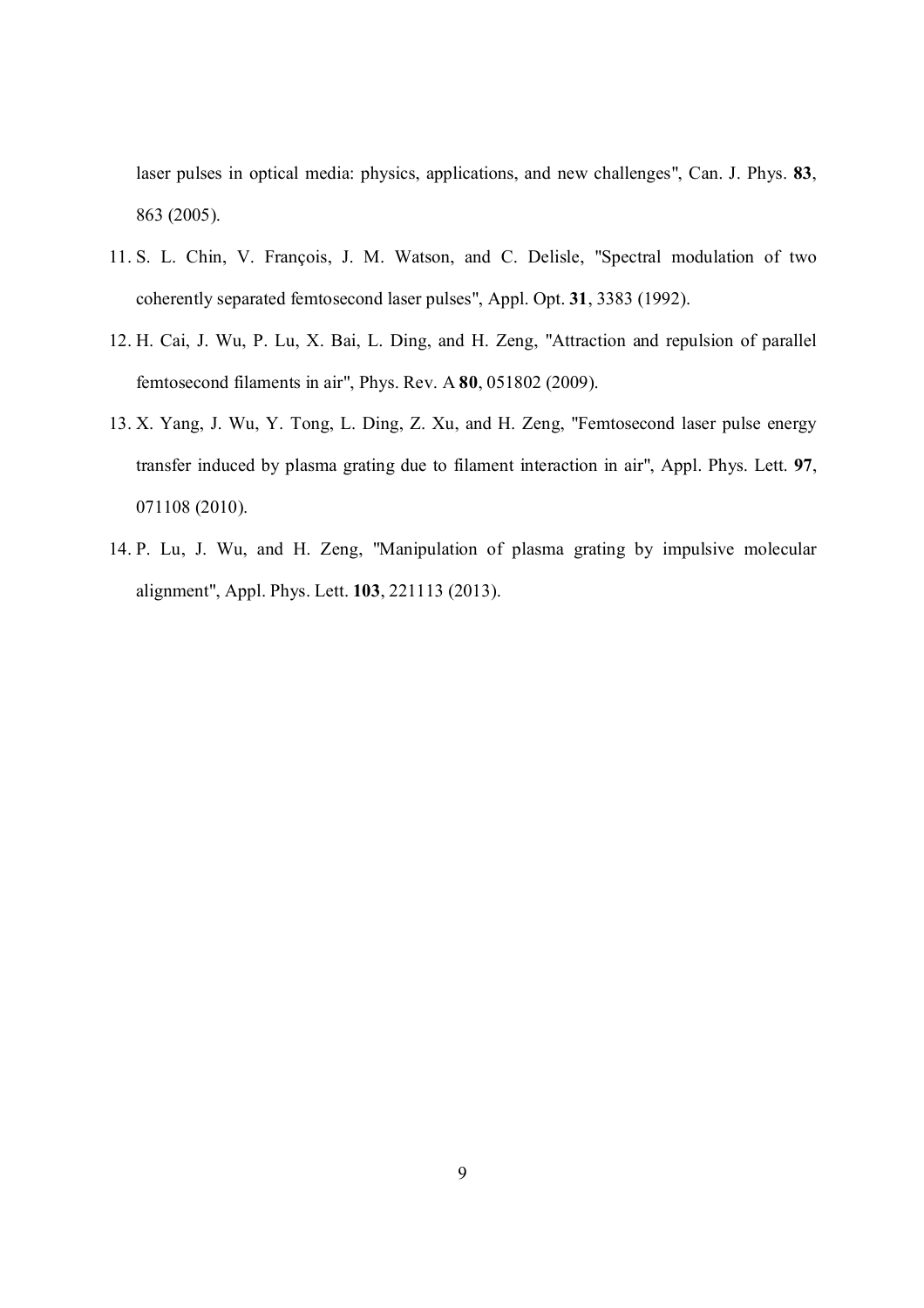laser pulses in optical media: physics, applications, and new challenges", Can. J. Phys. **83**, 863 (2005).

11. S. L. Chin, V. François, J. M. Watson, and C. Delisle, "Spectral modulation of two coherently separated femtosecond laser pulses", Appl. Opt. **31**, 3383 (1992).
12. H. Cai, J. Wu, P. Lu, X. Bai, L. Ding, and H. Zeng, "Attraction and repulsion of parallel femtosecond filaments in air", Phys. Rev. A **80**, 051802 (2009).
13. X. Yang, J. Wu, Y. Tong, L. Ding, Z. Xu, and H. Zeng, "Femtosecond laser pulse energy transfer induced by plasma grating due to filament interaction in air", Appl. Phys. Lett. **97**, 071108 (2010).
14. P. Lu, J. Wu, and H. Zeng, "Manipulation of plasma grating by impulsive molecular alignment", Appl. Phys. Lett. **103**, 221113 (2013).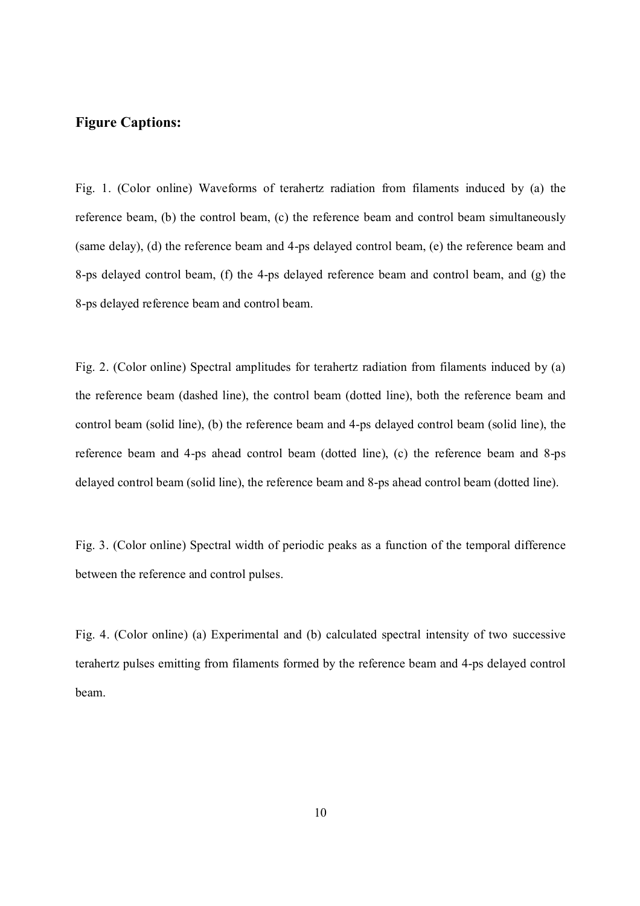**Figure Captions:**

Fig. 1. (Color online) Waveforms of terahertz radiation from filaments induced by (a) the reference beam, (b) the control beam, (c) the reference beam and control beam simultaneously (same delay), (d) the reference beam and 4-ps delayed control beam, (e) the reference beam and 8-ps delayed control beam, (f) the 4-ps delayed reference beam and control beam, and (g) the 8-ps delayed reference beam and control beam.

Fig. 2. (Color online) Spectral amplitudes for terahertz radiation from filaments induced by (a) the reference beam (dashed line), the control beam (dotted line), both the reference beam and control beam (solid line), (b) the reference beam and 4-ps delayed control beam (solid line), the reference beam and 4-ps ahead control beam (dotted line), (c) the reference beam and 8-ps delayed control beam (solid line), the reference beam and 8-ps ahead control beam (dotted line).

Fig. 3. (Color online) Spectral width of periodic peaks as a function of the temporal difference between the reference and control pulses.

Fig. 4. (Color online) (a) Experimental and (b) calculated spectral intensity of two successive terahertz pulses emitting from filaments formed by the reference beam and 4-ps delayed control beam.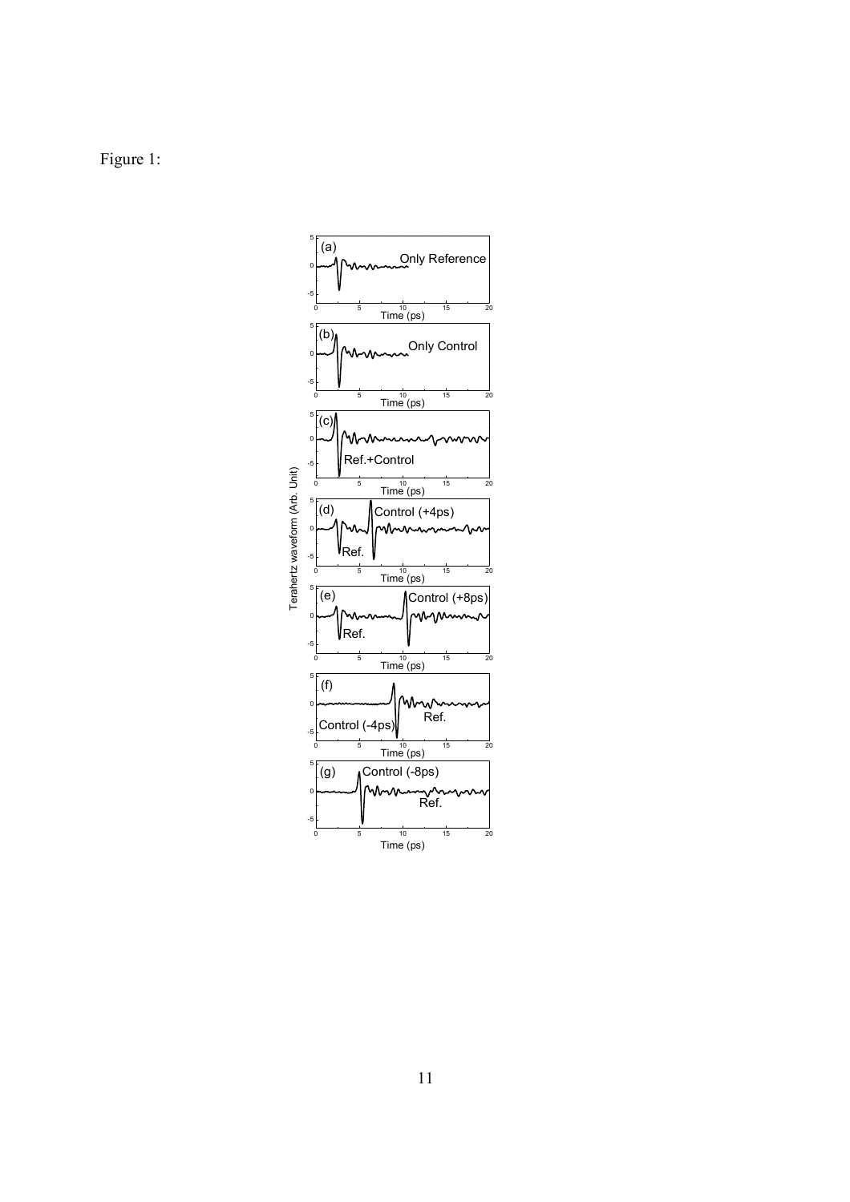Figure 1: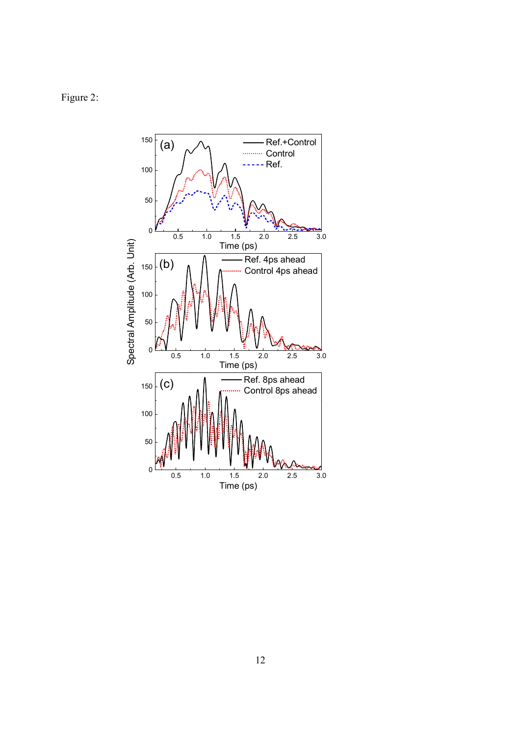Figure 2: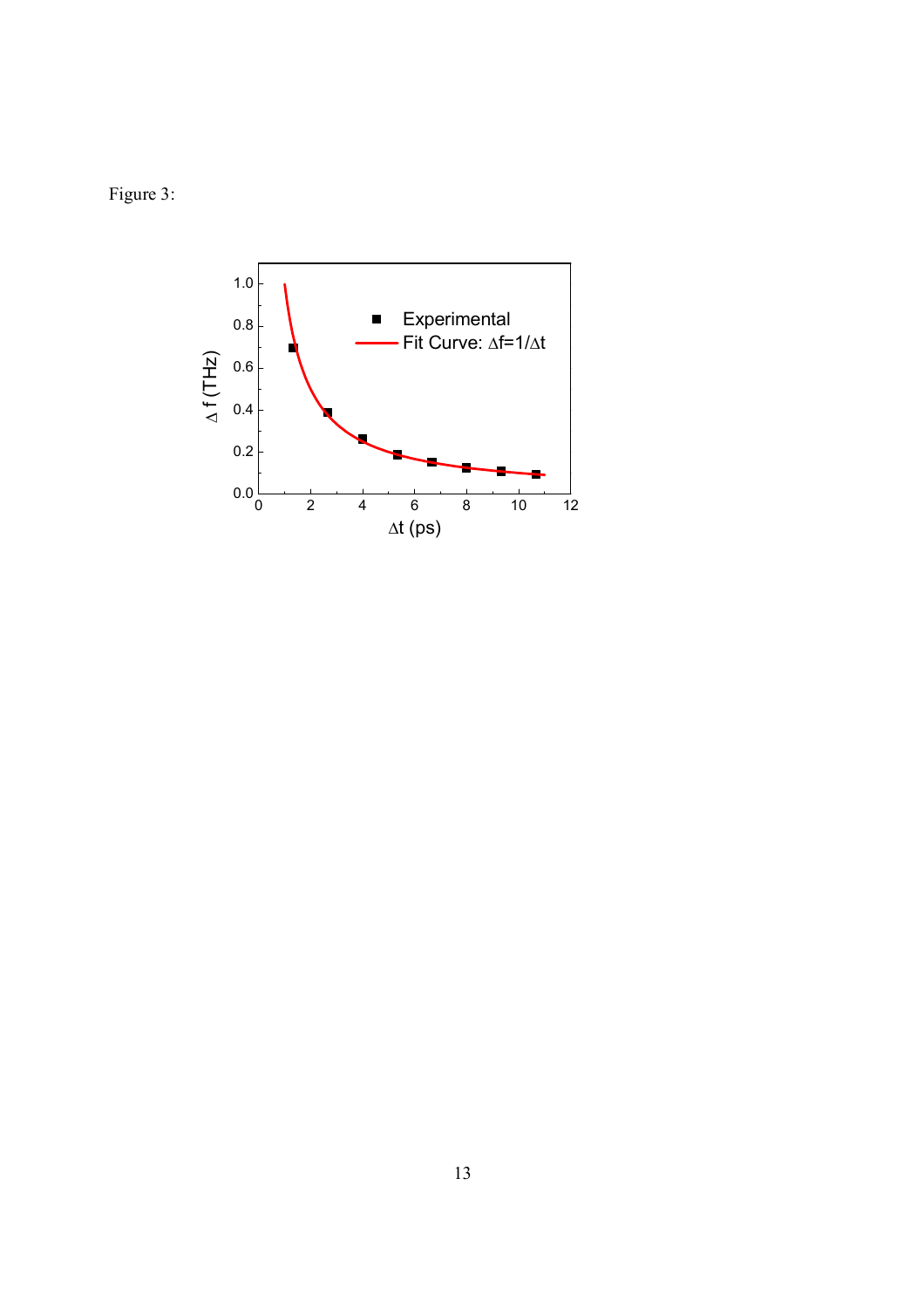Figure 3: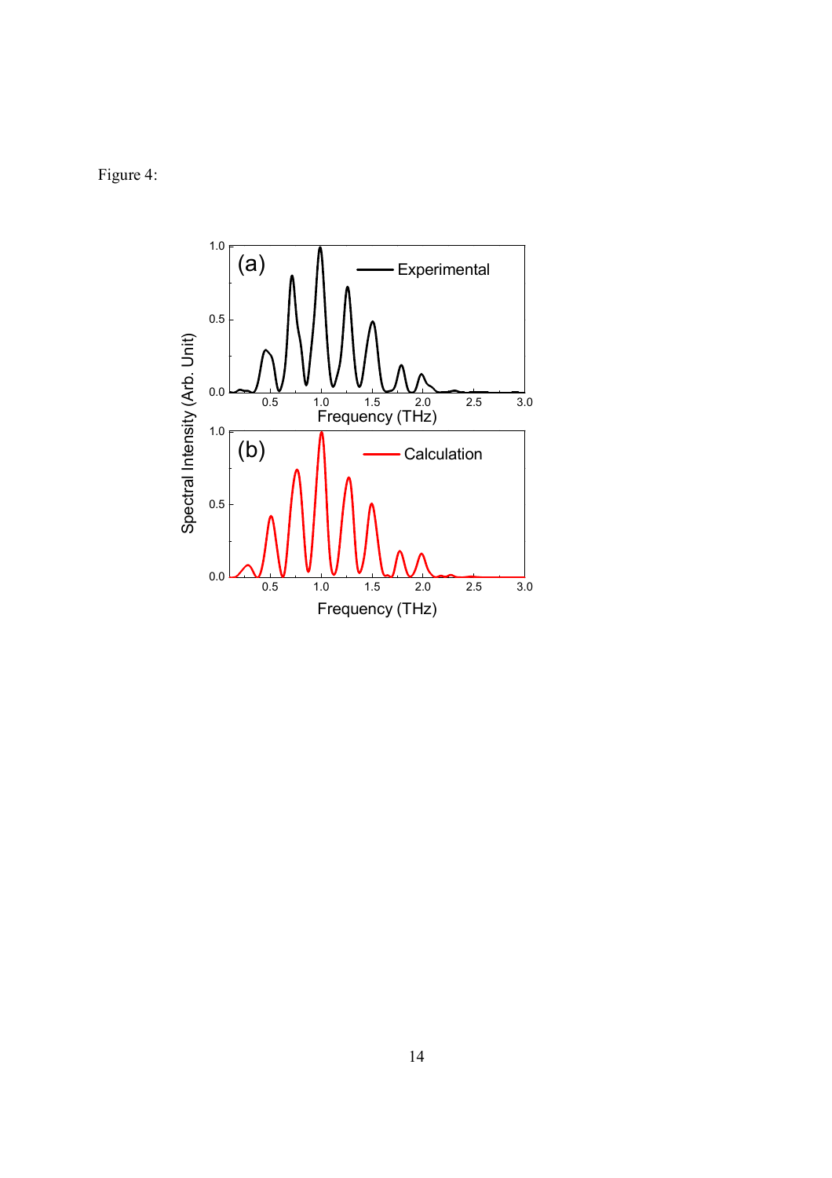Figure 4:

(a)

Experimental

1.0

0.5

0.0

0.5 1.0 1.5 2.0 2.5 3.0

Frequency (THz)

(b)

Calculation

1.0

0.5

0.0

0.5 1.0 1.5 2.0 2.5 3.0

Frequency (THz)

Spectral Intensity (Arb. Unit)